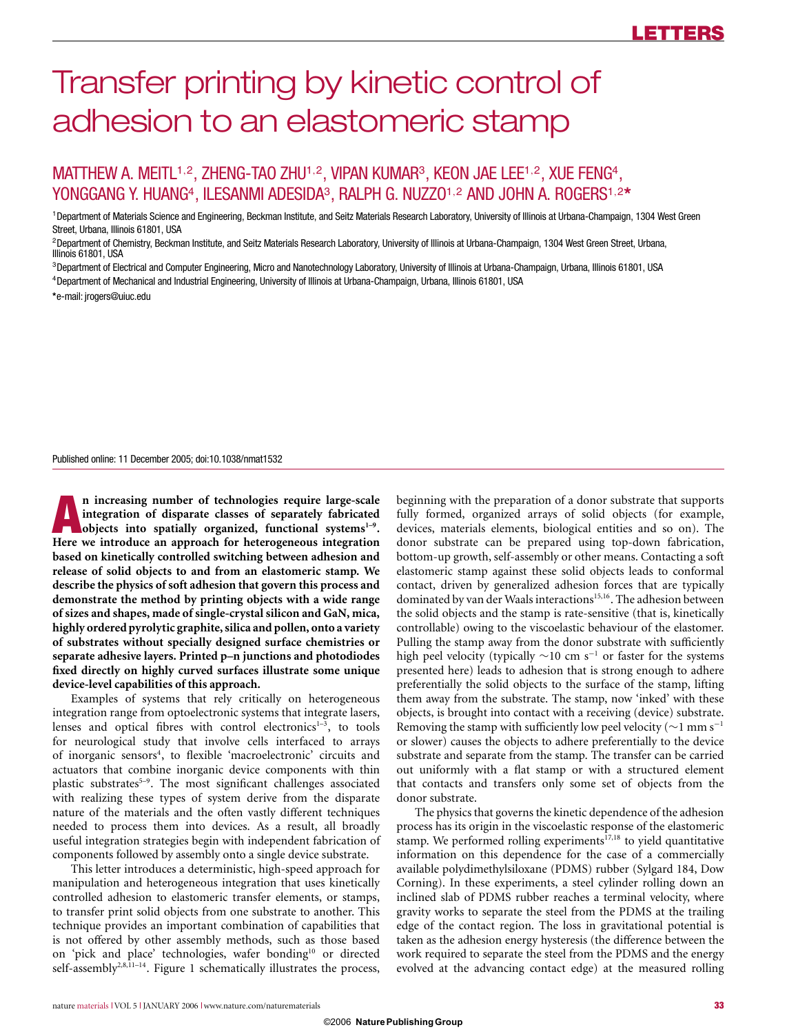# Transfer printing by kinetic control of adhesion to an elastomeric stamp

MATTHEW A. MEITL[1,2], ZHENG-TAO ZHU[1,2], VIPAN KUMAR[3], KEON JAE LEE[1,2], XUE FENG[4], YONGGANG Y. HUANG[4], ILESANMI ADESIDA[3], RALPH G. NUZZO[1,2] AND JOHN A. ROGERS[1,2*]

[1]Department of Materials Science and Engineering, Beckman Institute, and Seitz Materials Research Laboratory, University of Illinois at Urbana-Champaign, 1304 West Green Street, Urbana, Illinois 61801, USA

[2]Department of Chemistry, Beckman Institute, and Seitz Materials Research Laboratory, University of Illinois at Urbana-Champaign, 1304 West Green Street, Urbana, Illinois 61801, USA

[3]Department of Electrical and Computer Engineering, Micro and Nanotechnology Laboratory, University of Illinois at Urbana-Champaign, Urbana, Illinois 61801, USA

[4]Department of Mechanical and Industrial Engineering, University of Illinois at Urbana-Champaign, Urbana, Illinois 61801, USA

*e-mail: jrogers@uiuc.edu

Published online: 11 December 2005; doi:10.1038/nmat1532

**An increasing number of technologies require large-scale integration of disparate classes of separately fabricated objects into spatially organized, functional systems[1–9]. Here we introduce an approach for heterogeneous integration based on kinetically controlled switching between adhesion and release of solid objects to and from an elastomeric stamp. We describe the physics of soft adhesion that govern this process and demonstrate the method by printing objects with a wide range of sizes and shapes, made of single-crystal silicon and GaN, mica, highly ordered pyrolytic graphite, silica and pollen, onto a variety of substrates without specially designed surface chemistries or separate adhesive layers. Printed p–n junctions and photodiodes fixed directly on highly curved surfaces illustrate some unique device-level capabilities of this approach.**

Examples of systems that rely critically on heterogeneous integration range from optoelectronic systems that integrate lasers, lenses and optical fibres with control electronics[1–3], to tools for neurological study that involve cells interfaced to arrays of inorganic sensors[4], to flexible 'macroelectronic' circuits and actuators that combine inorganic device components with thin plastic substrates[5–9]. The most significant challenges associated with realizing these types of system derive from the disparate nature of the materials and the often vastly different techniques needed to process them into devices. As a result, all broadly useful integration strategies begin with independent fabrication of components followed by assembly onto a single device substrate.

This letter introduces a deterministic, high-speed approach for manipulation and heterogeneous integration that uses kinetically controlled adhesion to elastomeric transfer elements, or stamps, to transfer print solid objects from one substrate to another. This technique provides an important combination of capabilities that is not offered by other assembly methods, such as those based on 'pick and place' technologies, wafer bonding[10] or directed self-assembly[2,8,11–14]. Figure 1 schematically illustrates the process, beginning with the preparation of a donor substrate that supports fully formed, organized arrays of solid objects (for example, devices, materials elements, biological entities and so on). The donor substrate can be prepared using top-down fabrication, bottom-up growth, self-assembly or other means. Contacting a soft elastomeric stamp against these solid objects leads to conformal contact, driven by generalized adhesion forces that are typically dominated by van der Waals interactions[15,16]. The adhesion between the solid objects and the stamp is rate-sensitive (that is, kinetically controllable) owing to the viscoelastic behaviour of the elastomer. Pulling the stamp away from the donor substrate with sufficiently high peel velocity (typically ~10 cm s$^{-1}$ or faster for the systems presented here) leads to adhesion that is strong enough to adhere preferentially the solid objects to the surface of the stamp, lifting them away from the substrate. The stamp, now 'inked' with these objects, is brought into contact with a receiving (device) substrate. Removing the stamp with sufficiently low peel velocity (~1 mm s$^{-1}$ or slower) causes the objects to adhere preferentially to the device substrate and separate from the stamp. The transfer can be carried out uniformly with a flat stamp or with a structured element that contacts and transfers only some set of objects from the donor substrate.

The physics that governs the kinetic dependence of the adhesion process has its origin in the viscoelastic response of the elastomeric stamp. We performed rolling experiments[17,18] to yield quantitative information on this dependence for the case of a commercially available polydimethylsiloxane (PDMS) rubber (Sylgard 184, Dow Corning). In these experiments, a steel cylinder rolling down an inclined slab of PDMS rubber reaches a terminal velocity, where gravity works to separate the steel from the PDMS at the trailing edge of the contact region. The loss in gravitational potential is taken as the adhesion energy hysteresis (the difference between the work required to separate the steel from the PDMS and the energy evolved at the advancing contact edge) at the measured rolling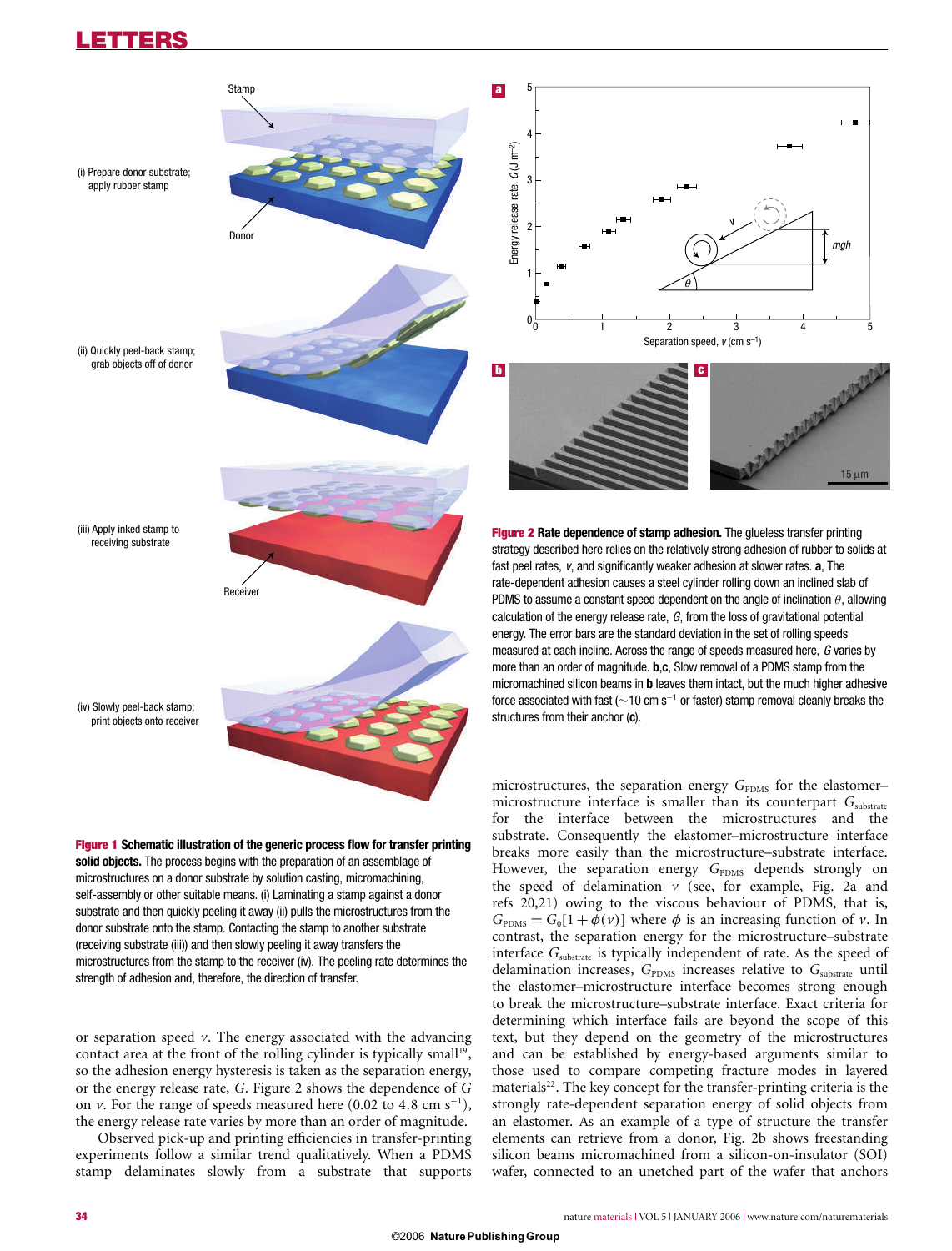**Figure 1 Schematic illustration of the generic process flow for transfer printing solid objects.** The process begins with the preparation of an assemblage of microstructures on a donor substrate by solution casting, micromachining, self-assembly or other suitable means. (i) Laminating a stamp against a donor substrate and then quickly peeling it away (ii) pulls the microstructures from the donor substrate onto the stamp. Contacting the stamp to another substrate (receiving substrate (iii)) and then slowly peeling it away transfers the microstructures from the stamp to the receiver (iv). The peeling rate determines the strength of adhesion and, therefore, the direction of transfer.

**Figure 2 Rate dependence of stamp adhesion.** The glueless transfer printing strategy described here relies on the relatively strong adhesion of rubber to solids at fast peel rates, $v$, and significantly weaker adhesion at slower rates. **a**, The rate-dependent adhesion causes a steel cylinder rolling down an inclined slab of PDMS to assume a constant speed dependent on the angle of inclination $\theta$, allowing calculation of the energy release rate, $G$, from the loss of gravitational potential energy. The error bars are the standard deviation in the set of rolling speeds measured at each incline. Across the range of speeds measured here, $G$ varies by more than an order of magnitude. **b**,**c**, Slow removal of a PDMS stamp from the micromachined silicon beams in **b** leaves them intact, but the much higher adhesive force associated with fast (~10 cm s$^{-1}$ or faster) stamp removal cleanly breaks the structures from their anchor (**c**).

or separation speed $v$. The energy associated with the advancing contact area at the front of the rolling cylinder is typically small[19], so the adhesion energy hysteresis is taken as the separation energy, or the energy release rate, $G$. Figure 2 shows the dependence of $G$ on $v$. For the range of speeds measured here (0.02 to 4.8 cm s$^{-1}$), the energy release rate varies by more than an order of magnitude.

Observed pick-up and printing efficiencies in transfer-printing experiments follow a similar trend qualitatively. When a PDMS stamp delaminates slowly from a substrate that supports microstructures, the separation energy $G_{PDMS}$ for the elastomer–microstructure interface is smaller than its counterpart $G_{substrate}$ for the interface between the microstructures and the substrate. Consequently the elastomer–microstructure interface breaks more easily than the microstructure–substrate interface. However, the separation energy $G_{PDMS}$ depends strongly on the speed of delamination $v$ (see, for example, Fig. 2a and refs 20,21) owing to the viscous behaviour of PDMS, that is, $G_{PDMS} = G_0[1+\phi(v)]$ where $\phi$ is an increasing function of $v$. In contrast, the separation energy for the microstructure–substrate interface $G_{substrate}$ is typically independent of rate. As the speed of delamination increases, $G_{PDMS}$ increases relative to $G_{substrate}$ until the elastomer–microstructure interface becomes strong enough to break the microstructure–substrate interface. Exact criteria for determining which interface fails are beyond the scope of this text, but they depend on the geometry of the microstructures and can be established by energy-based arguments similar to those used to compare competing fracture modes in layered materials[22]. The key concept for the transfer-printing criteria is the strongly rate-dependent separation energy of solid objects from an elastomer. As an example of a type of structure the transfer elements can retrieve from a donor, Fig. 2b shows freestanding silicon beams micromachined from a silicon-on-insulator (SOI) wafer, connected to an unetched part of the wafer that anchors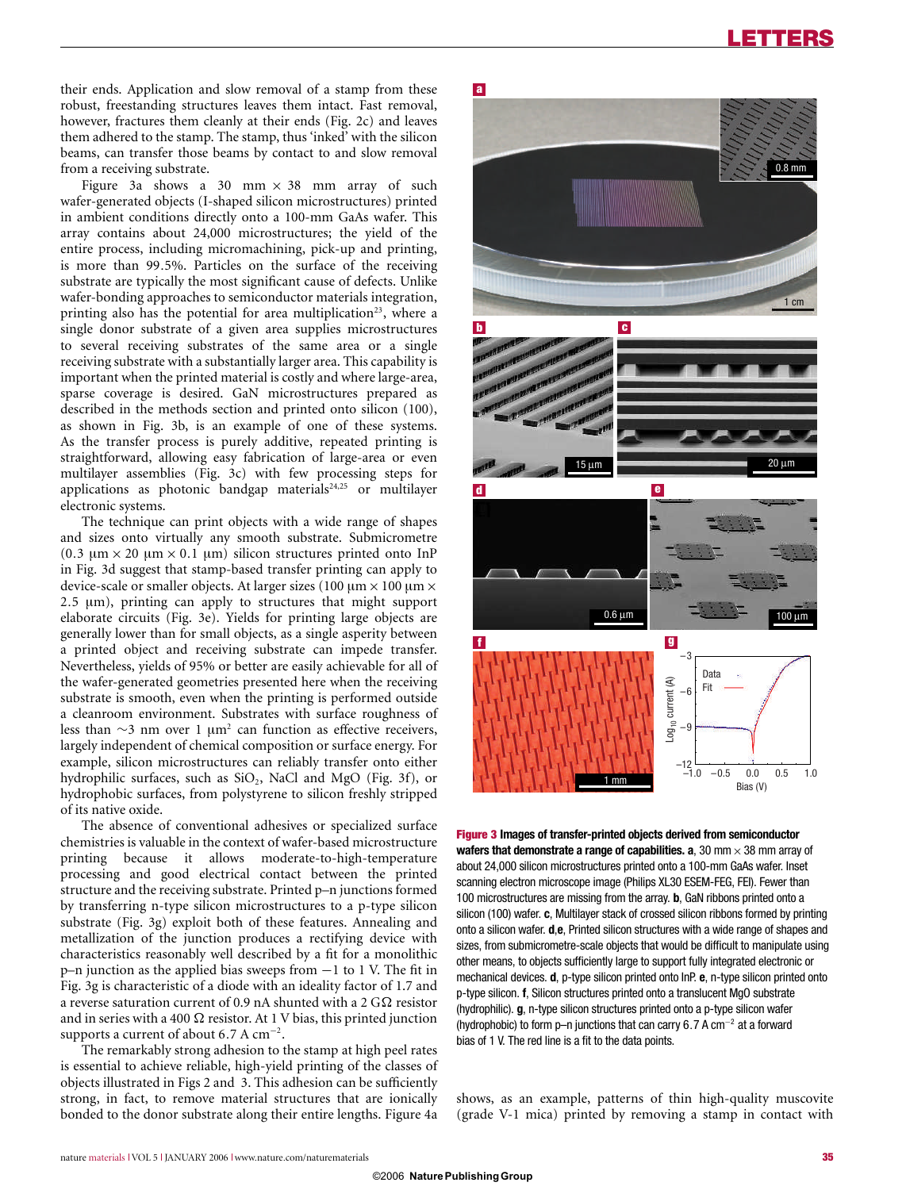their ends. Application and slow removal of a stamp from these robust, freestanding structures leaves them intact. Fast removal, however, fractures them cleanly at their ends (Fig. 2c) and leaves them adhered to the stamp. The stamp, thus 'inked' with the silicon beams, can transfer those beams by contact to and slow removal from a receiving substrate.

Figure 3a shows a 30 mm × 38 mm array of such wafer-generated objects (I-shaped silicon microstructures) printed in ambient conditions directly onto a 100-mm GaAs wafer. This array contains about 24,000 microstructures; the yield of the entire process, including micromachining, pick-up and printing, is more than 99.5%. Particles on the surface of the receiving substrate are typically the most significant cause of defects. Unlike wafer-bonding approaches to semiconductor materials integration, printing also has the potential for area multiplication[23], where a single donor substrate of a given area supplies microstructures to several receiving substrates of the same area or a single receiving substrate with a substantially larger area. This capability is important when the printed material is costly and where large-area, sparse coverage is desired. GaN microstructures prepared as described in the methods section and printed onto silicon (100), as shown in Fig. 3b, is an example of one of these systems. As the transfer process is purely additive, repeated printing is straightforward, allowing easy fabrication of large-area or even multilayer assemblies (Fig. 3c) with few processing steps for applications as photonic bandgap materials[24,25] or multilayer electronic systems.

The technique can print objects with a wide range of shapes and sizes onto virtually any smooth substrate. Submicrometre (0.3 μm × 20 μm × 0.1 μm) silicon structures printed onto InP in Fig. 3d suggest that stamp-based transfer printing can apply to device-scale or smaller objects. At larger sizes (100 μm × 100 μm × 2.5 μm), printing can apply to structures that might support elaborate circuits (Fig. 3e). Yields for printing large objects are generally lower than for small objects, as a single asperity between a printed object and receiving substrate can impede transfer. Nevertheless, yields of 95% or better are easily achievable for all of the wafer-generated geometries presented here when the receiving substrate is smooth, even when the printing is performed outside a cleanroom environment. Substrates with surface roughness of less than ~3 nm over 1 μm$^2$ can function as effective receivers, largely independent of chemical composition or surface energy. For example, silicon microstructures can reliably transfer onto either hydrophilic surfaces, such as $SiO_2$, NaCl and MgO (Fig. 3f), or hydrophobic surfaces, from polystyrene to silicon freshly stripped of its native oxide.

The absence of conventional adhesives or specialized surface chemistries is valuable in the context of wafer-based microstructure printing because it allows moderate-to-high-temperature processing and good electrical contact between the printed structure and the receiving substrate. Printed p–n junctions formed by transferring n-type silicon microstructures to a p-type silicon substrate (Fig. 3g) exploit both of these features. Annealing and metallization of the junction produces a rectifying device with characteristics reasonably well described by a fit for a monolithic p–n junction as the applied bias sweeps from −1 to 1 V. The fit in Fig. 3g is characteristic of a diode with an ideality factor of 1.7 and a reverse saturation current of 0.9 nA shunted with a 2 GΩ resistor and in series with a 400 Ω resistor. At 1 V bias, this printed junction supports a current of about 6.7 A cm$^{-2}$.

The remarkably strong adhesion to the stamp at high peel rates is essential to achieve reliable, high-yield printing of the classes of objects illustrated in Figs 2 and 3. This adhesion can be sufficiently strong, in fact, to remove material structures that are ionically bonded to the donor substrate along their entire lengths. Figure 4a shows, as an example, patterns of thin high-quality muscovite (grade V-1 mica) printed by removing a stamp in contact with

**Figure 3 Images of transfer-printed objects derived from semiconductor wafers that demonstrate a range of capabilities.** **a**, 30 mm × 38 mm array of about 24,000 silicon microstructures printed onto a 100-mm GaAs wafer. Inset scanning electron microscope image (Philips XL30 ESEM-FEG, FEI). Fewer than 100 microstructures are missing from the array. **b**, GaN ribbons printed onto a silicon (100) wafer. **c**, Multilayer stack of crossed silicon ribbons formed by printing onto a silicon wafer. **d**,**e**, Printed silicon structures with a wide range of shapes and sizes, from submicrometre-scale objects that would be difficult to manipulate using other means, to objects sufficiently large to support fully integrated electronic or mechanical devices. **d**, p-type silicon printed onto InP. **e**, n-type silicon printed onto p-type silicon. **f**, Silicon structures printed onto a translucent MgO substrate (hydrophilic). **g**, n-type silicon structures printed onto a p-type silicon wafer (hydrophobic) to form p–n junctions that can carry 6.7 A cm$^{-2}$ at a forward bias of 1 V. The red line is a fit to the data points.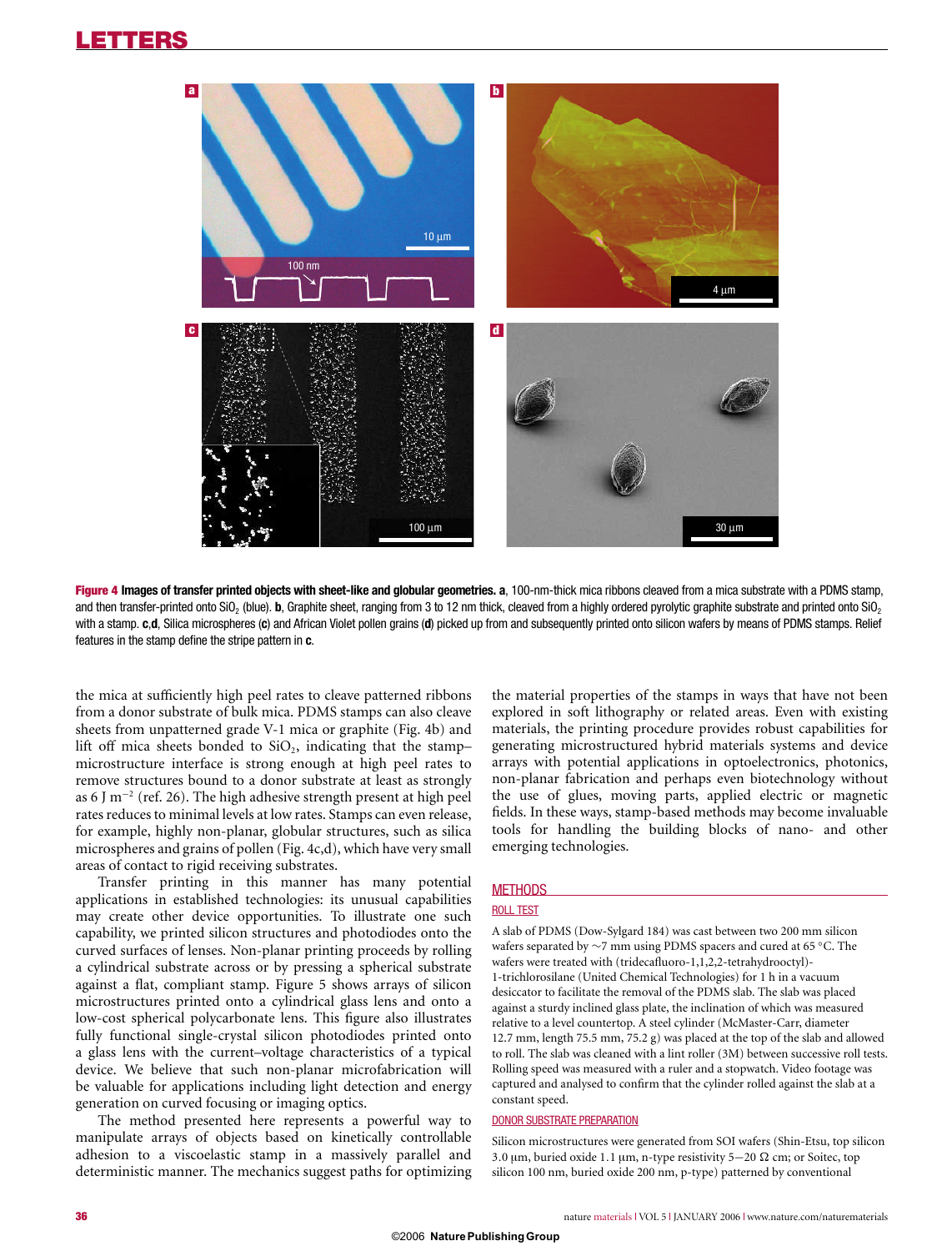**Figure 4 Images of transfer printed objects with sheet-like and globular geometries.** **a**, 100-nm-thick mica ribbons cleaved from a mica substrate with a PDMS stamp, and then transfer-printed onto $SiO_2$ (blue). **b**, Graphite sheet, ranging from 3 to 12 nm thick, cleaved from a highly ordered pyrolytic graphite substrate and printed onto $SiO_2$ with a stamp. **c**,**d**, Silica microspheres (**c**) and African Violet pollen grains (**d**) picked up from and subsequently printed onto silicon wafers by means of PDMS stamps. Relief features in the stamp define the stripe pattern in **c**.

the mica at sufficiently high peel rates to cleave patterned ribbons from a donor substrate of bulk mica. PDMS stamps can also cleave sheets from unpatterned grade V-1 mica or graphite (Fig. 4b) and lift off mica sheets bonded to $SiO_2$, indicating that the stamp–microstructure interface is strong enough at high peel rates to remove structures bound to a donor substrate at least as strongly as 6 J $m^{-2}$ (ref. 26). The high adhesive strength present at high peel rates reduces to minimal levels at low rates. Stamps can even release, for example, highly non-planar, globular structures, such as silica microspheres and grains of pollen (Fig. 4c,d), which have very small areas of contact to rigid receiving substrates.

Transfer printing in this manner has many potential applications in established technologies: its unusual capabilities may create other device opportunities. To illustrate one such capability, we printed silicon structures and photodiodes onto the curved surfaces of lenses. Non-planar printing proceeds by rolling a cylindrical substrate across or by pressing a spherical substrate against a flat, compliant stamp. Figure 5 shows arrays of silicon microstructures printed onto a cylindrical glass lens and onto a low-cost spherical polycarbonate lens. This figure also illustrates fully functional single-crystal silicon photodiodes printed onto a glass lens with the current–voltage characteristics of a typical device. We believe that such non-planar microfabrication will be valuable for applications including light detection and energy generation on curved focusing or imaging optics.

The method presented here represents a powerful way to manipulate arrays of objects based on kinetically controllable adhesion to a viscoelastic stamp in a massively parallel and deterministic manner. The mechanics suggest paths for optimizing the material properties of the stamps in ways that have not been explored in soft lithography or related areas. Even with existing materials, the printing procedure provides robust capabilities for generating microstructured hybrid materials systems and device arrays with potential applications in optoelectronics, photonics, non-planar fabrication and perhaps even biotechnology without the use of glues, moving parts, applied electric or magnetic fields. In these ways, stamp-based methods may become invaluable tools for handling the building blocks of nano- and other emerging technologies.

## METHODS

### ROLL TEST

A slab of PDMS (Dow-Sylgard 184) was cast between two 200 mm silicon wafers separated by ~7 mm using PDMS spacers and cured at 65 °C. The wafers were treated with (tridecafluoro-1,1,2,2-tetrahydrooctyl)-1-trichlorosilane (United Chemical Technologies) for 1 h in a vacuum desiccator to facilitate the removal of the PDMS slab. The slab was placed against a sturdy inclined glass plate, the inclination of which was measured relative to a level countertop. A steel cylinder (McMaster-Carr, diameter 12.7 mm, length 75.5 mm, 75.2 g) was placed at the top of the slab and allowed to roll. The slab was cleaned with a lint roller (3M) between successive roll tests. Rolling speed was measured with a ruler and a stopwatch. Video footage was captured and analysed to confirm that the cylinder rolled against the slab at a constant speed.

### DONOR SUBSTRATE PREPARATION

Silicon microstructures were generated from SOI wafers (Shin-Etsu, top silicon 3.0 µm, buried oxide 1.1 µm, n-type resistivity 5–20 Ω cm; or Soitec, top silicon 100 nm, buried oxide 200 nm, p-type) patterned by conventional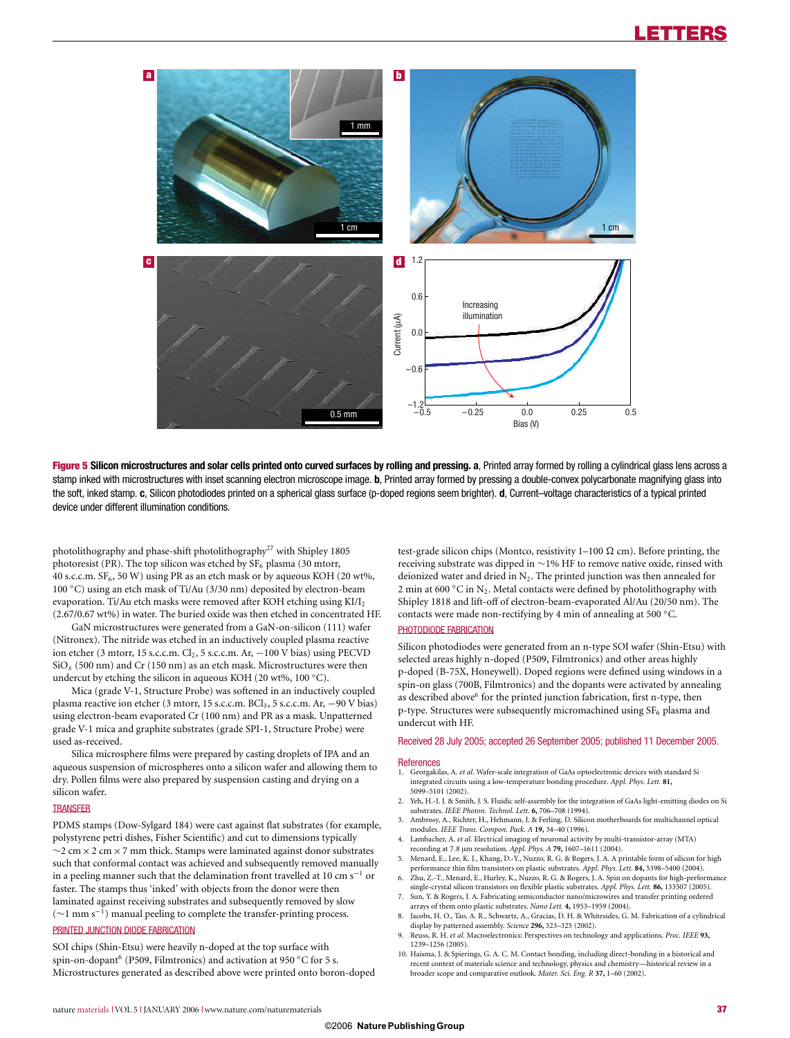**Figure 5 Silicon microstructures and solar cells printed onto curved surfaces by rolling and pressing. a**, Printed array formed by rolling a cylindrical glass lens across a stamp inked with microstructures with inset scanning electron microscope image. **b**, Printed array formed by pressing a double-convex polycarbonate magnifying glass into the soft, inked stamp. **c**, Silicon photodiodes printed on a spherical glass surface (p-doped regions seem brighter). **d**, Current–voltage characteristics of a typical printed device under different illumination conditions.

photolithography and phase-shift photolithography[27] with Shipley 1805 photoresist (PR). The top silicon was etched by $SF_6$ plasma (30 mtorr, 40 s.c.c.m. $SF_6$, 50 W) using PR as an etch mask or by aqueous KOH (20 wt%, 100 °C) using an etch mask of Ti/Au (3/30 nm) deposited by electron-beam evaporation. Ti/Au etch masks were removed after KOH etching using $KI/I_2$ (2.67/0.67 wt%) in water. The buried oxide was then etched in concentrated HF.

GaN microstructures were generated from a GaN-on-silicon (111) wafer (Nitronex). The nitride was etched in an inductively coupled plasma reactive ion etcher (3 mtorr, 15 s.c.c.m. $Cl_2$, 5 s.c.c.m. Ar, −100 V bias) using PECVD $SiO_x$ (500 nm) and Cr (150 nm) as an etch mask. Microstructures were then undercut by etching the silicon in aqueous KOH (20 wt%, 100 °C).

Mica (grade V-1, Structure Probe) was softened in an inductively coupled plasma reactive ion etcher (3 mtorr, 15 s.c.c.m. $BCl_3$, 5 s.c.c.m. Ar, −90 V bias) using electron-beam evaporated Cr (100 nm) and PR as a mask. Unpatterned grade V-1 mica and graphite substrates (grade SPI-1, Structure Probe) were used as-received.

Silica microsphere films were prepared by casting droplets of IPA and an aqueous suspension of microspheres onto a silicon wafer and allowing them to dry. Pollen films were also prepared by suspension casting and drying on a silicon wafer.

## TRANSFER

PDMS stamps (Dow-Sylgard 184) were cast against flat substrates (for example, polystyrene petri dishes, Fisher Scientific) and cut to dimensions typically ~2 cm × 2 cm × 7 mm thick. Stamps were laminated against donor substrates such that conformal contact was achieved and subsequently removed manually in a peeling manner such that the delamination front travelled at 10 cm $s^{-1}$ or faster. The stamps thus 'inked' with objects from the donor were then laminated against receiving substrates and subsequently removed by slow (~1 mm $s^{-1}$) manual peeling to complete the transfer-printing process.

## PRINTED JUNCTION DIODE FABRICATION

SOI chips (Shin-Etsu) were heavily n-doped at the top surface with spin-on-dopant[6] (P509, Filmtronics) and activation at 950 °C for 5 s. Microstructures generated as described above were printed onto boron-doped test-grade silicon chips (Montco, resistivity 1–100 Ω cm). Before printing, the receiving substrate was dipped in ~1% HF to remove native oxide, rinsed with deionized water and dried in $N_2$. The printed junction was then annealed for 2 min at 600 °C in $N_2$. Metal contacts were defined by photolithography with Shipley 1818 and lift-off of electron-beam-evaporated Al/Au (20/50 nm). The contacts were made non-rectifying by 4 min of annealing at 500 °C.

## PHOTODIODE FABRICATION

Silicon photodiodes were generated from an n-type SOI wafer (Shin-Etsu) with selected areas highly n-doped (P509, Filmtronics) and other areas highly p-doped (B-75X, Honeywell). Doped regions were defined using windows in a spin-on glass (700B, Filmtronics) and the dopants were activated by annealing as described above[6] for the printed junction fabrication, first n-type, then p-type. Structures were subsequently micromachined using $SF_6$ plasma and undercut with HF.

Received 28 July 2005; accepted 26 September 2005; published 11 December 2005.

## References

1. Georgakilas, A. *et al.* Wafer-scale integration of GaAs optoelectronic devices with standard Si integrated circuits using a low-temperature bonding procedure. *Appl. Phys. Lett.* **81,** 5099–5101 (2002).
2. Yeh, H.-J. J. & Smith, J. S. Fluidic self-assembly for the integration of GaAs light-emitting diodes on Si substrates. *IEEE Photon. Technol. Lett.* **6,** 706–708 (1994).
3. Ambrosy, A., Richter, H., Hehmann, J. & Ferling, D. Silicon motherboards for multichannel optical modules. *IEEE Trans. Compon. Pack. A* **19,** 34–40 (1996).
4. Lambacher, A. *et al.* Electrical imaging of neuronal activity by multi-transistor-array (MTA) recording at 7.8 μm resolution. *Appl. Phys. A* **79,** 1607–1611 (2004).
5. Menard, E., Lee, K. J., Khang, D.-Y., Nuzzo, R. G. & Rogers, J. A. A printable form of silicon for high performance thin film transistors on plastic substrates. *Appl. Phys. Lett.* **84,** 5398–5400 (2004).
6. Zhu, Z.-T., Menard, E., Hurley, K., Nuzzo, R. G. & Rogers, J. A. Spin on dopants for high-performance single-crystal silicon transistors on flexible plastic substrates. *Appl. Phys. Lett.* **86,** 133507 (2005).
7. Sun, Y. & Rogers, J. A. Fabricating semiconductor nano/microwires and transfer printing ordered arrays of them onto plastic substrates. *Nano Lett.* **4,** 1953–1959 (2004).
8. Jacobs, H. O., Tao, A. R., Schwartz, A., Gracias, D. H. & Whitesides, G. M. Fabrication of a cylindrical display by patterned assembly. *Science* **296,** 323–325 (2002).
9. Reuss, R. H. *et al.* Macroelectronics: Perspectives on technology and applications. *Proc. IEEE* **93,** 1239–1256 (2005).
10. Haisma, J. & Spierings, G. A. C. M. Contact bonding, including direct-bonding in a historical and recent context of materials science and technology, physics and chemistry—historical review in a broader scope and comparative outlook. *Mater. Sci. Eng. R* **37,** 1–60 (2002).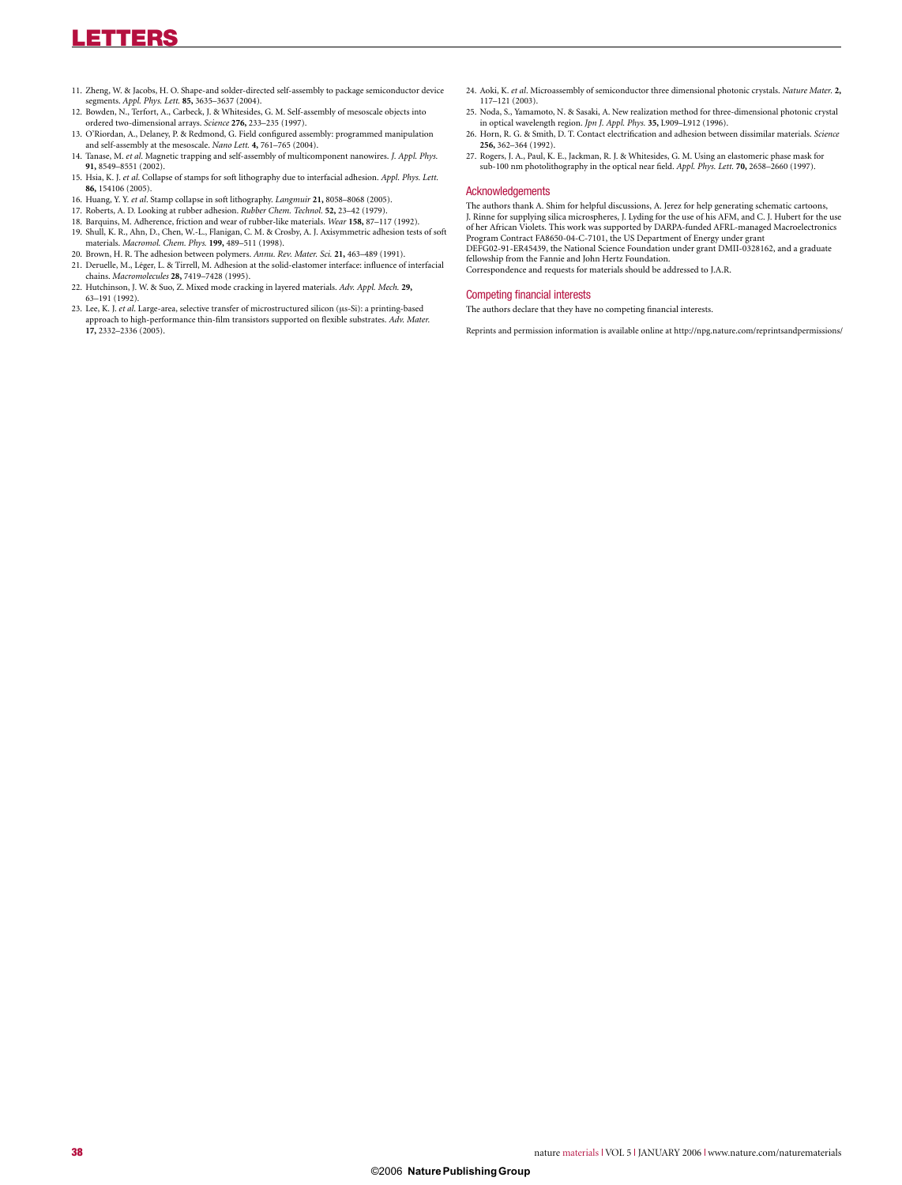11. Zheng, W. & Jacobs, H. O. Shape-and solder-directed self-assembly to package semiconductor device segments. *Appl. Phys. Lett.* **85,** 3635–3637 (2004).
12. Bowden, N., Terfort, A., Carbeck, J. & Whitesides, G. M. Self-assembly of mesoscale objects into ordered two-dimensional arrays. *Science* **276,** 233–235 (1997).
13. O'Riordan, A., Delaney, P. & Redmond, G. Field configured assembly: programmed manipulation and self-assembly at the mesoscale. *Nano Lett.* **4,** 761–765 (2004).
14. Tanase, M. *et al.* Magnetic trapping and self-assembly of multicomponent nanowires. *J. Appl. Phys.* **91,** 8549–8551 (2002).
15. Hsia, K. J. *et al.* Collapse of stamps for soft lithography due to interfacial adhesion. *Appl. Phys. Lett.* **86,** 154106 (2005).
16. Huang, Y. Y. *et al.* Stamp collapse in soft lithography. *Langmuir* **21,** 8058–8068 (2005).
17. Roberts, A. D. Looking at rubber adhesion. *Rubber Chem. Technol.* **52,** 23–42 (1979).
18. Barquins, M. Adherence, friction and wear of rubber-like materials. *Wear* **158,** 87–117 (1992).
19. Shull, K. R., Ahn, D., Chen, W.-L., Flanigan, C. M. & Crosby, A. J. Axisymmetric adhesion tests of soft materials. *Macromol. Chem. Phys.* **199,** 489–511 (1998).
20. Brown, H. R. The adhesion between polymers. *Annu. Rev. Mater. Sci.* **21,** 463–489 (1991).
21. Deruelle, M., Léger, L. & Tirrell, M. Adhesion at the solid-elastomer interface: influence of interfacial chains. *Macromolecules* **28,** 7419–7428 (1995).
22. Hutchinson, J. W. & Suo, Z. Mixed mode cracking in layered materials. *Adv. Appl. Mech.* **29,** 63–191 (1992).
23. Lee, K. J. *et al.* Large-area, selective transfer of microstructured silicon (μs-Si): a printing-based approach to high-performance thin-film transistors supported on flexible substrates. *Adv. Mater.* **17,** 2332–2336 (2005).
24. Aoki, K. *et al.* Microassembly of semiconductor three dimensional photonic crystals. *Nature Mater.* **2,** 117–121 (2003).
25. Noda, S., Yamamoto, N. & Sasaki, A. New realization method for three-dimensional photonic crystal in optical wavelength region. *Jpn J. Appl. Phys.* **35,** L909–L912 (1996).
26. Horn, R. G. & Smith, D. T. Contact electrification and adhesion between dissimilar materials. *Science* **256,** 362–364 (1992).
27. Rogers, J. A., Paul, K. E., Jackman, R. J. & Whitesides, G. M. Using an elastomeric phase mask for sub-100 nm photolithography in the optical near field. *Appl. Phys. Lett.* **70,** 2658–2660 (1997).

## Acknowledgements

The authors thank A. Shim for helpful discussions, A. Jerez for help generating schematic cartoons, J. Rinne for supplying silica microspheres, J. Lyding for the use of his AFM, and C. J. Hubert for the use of her African Violets. This work was supported by DARPA-funded AFRL-managed Macroelectronics Program Contract FA8650-04-C-7101, the US Department of Energy under grant DEFG02-91-ER45439, the National Science Foundation under grant DMII-0328162, and a graduate fellowship from the Fannie and John Hertz Foundation.
Correspondence and requests for materials should be addressed to J.A.R.

## Competing financial interests

The authors declare that they have no competing financial interests.

Reprints and permission information is available online at http://npg.nature.com/reprintsandpermissions/